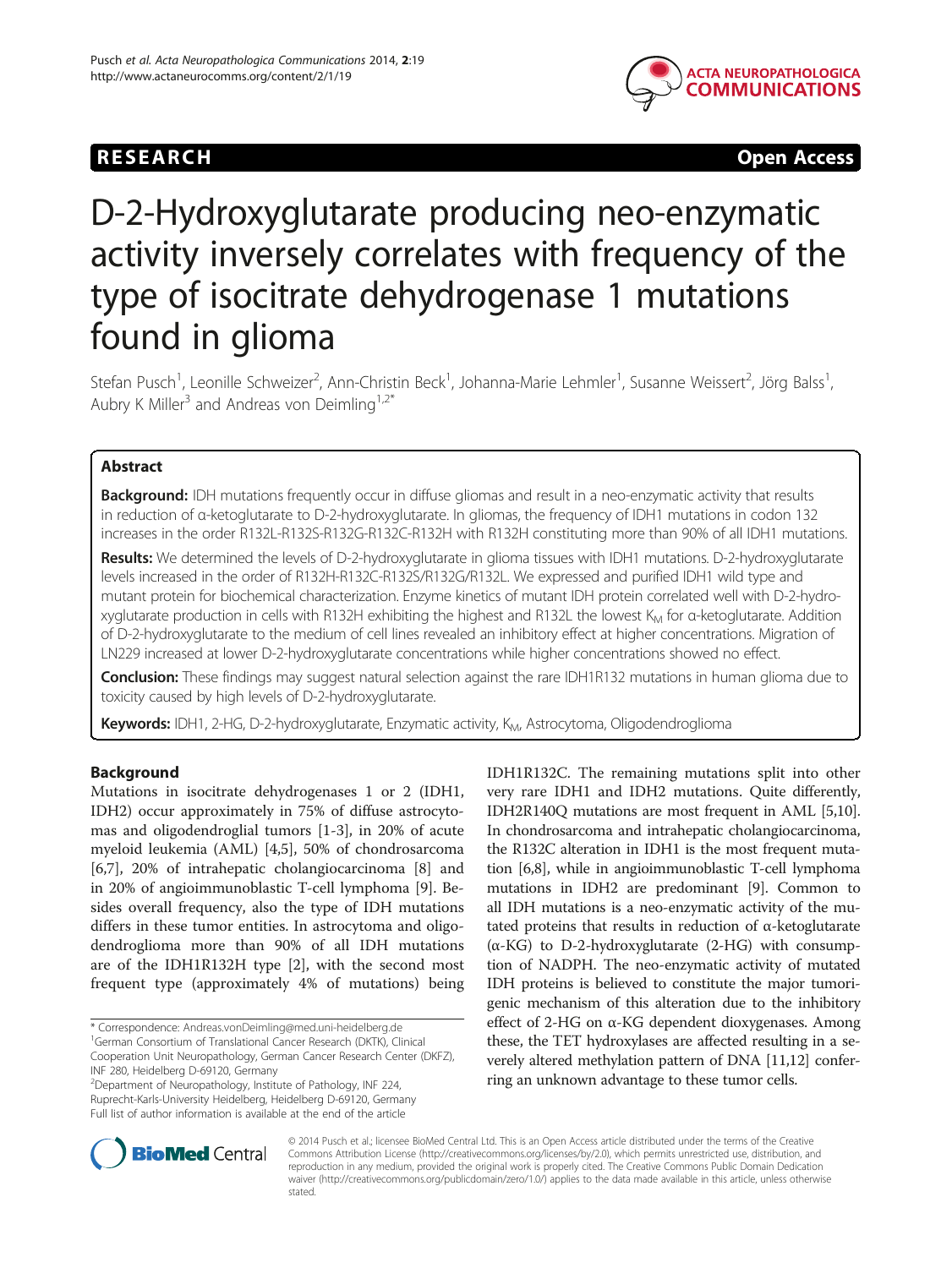**RESEARCH** **Open Access**

# D-2-Hydroxyglutarate producing neo-enzymatic activity inversely correlates with frequency of the type of isocitrate dehydrogenase 1 mutations found in glioma

Stefan Pusch[1], Leonille Schweizer[2], Ann-Christin Beck[1], Johanna-Marie Lehmler[1], Susanne Weissert[2], Jörg Balss[1], Aubry K Miller[3] and Andreas von Deimling[1,2*]

## Abstract

**Background:** IDH mutations frequently occur in diffuse gliomas and result in a neo-enzymatic activity that results in reduction of α-ketoglutarate to D-2-hydroxyglutarate. In gliomas, the frequency of IDH1 mutations in codon 132 increases in the order R132L-R132S-R132G-R132C-R132H with R132H constituting more than 90% of all IDH1 mutations.

**Results:** We determined the levels of D-2-hydroxyglutarate in glioma tissues with IDH1 mutations. D-2-hydroxyglutarate levels increased in the order of R132H-R132C-R132S/R132G/R132L. We expressed and purified IDH1 wild type and mutant protein for biochemical characterization. Enzyme kinetics of mutant IDH protein correlated well with D-2-hydroxyglutarate production in cells with R132H exhibiting the highest and R132L the lowest $K_M$ for α-ketoglutarate. Addition of D-2-hydroxyglutarate to the medium of cell lines revealed an inhibitory effect at higher concentrations. Migration of LN229 increased at lower D-2-hydroxyglutarate concentrations while higher concentrations showed no effect.

**Conclusion:** These findings may suggest natural selection against the rare IDH1R132 mutations in human glioma due to toxicity caused by high levels of D-2-hydroxyglutarate.

**Keywords:** IDH1, 2-HG, D-2-hydroxyglutarate, Enzymatic activity, $K_M$, Astrocytoma, Oligodendroglioma

## Background

Mutations in isocitrate dehydrogenases 1 or 2 (IDH1, IDH2) occur approximately in 75% of diffuse astrocytomas and oligodendroglial tumors [1-3], in 20% of acute myeloid leukemia (AML) [4,5], 50% of chondrosarcoma [6,7], 20% of intrahepatic cholangiocarcinoma [8] and in 20% of angioimmunoblastic T-cell lymphoma [9]. Besides overall frequency, also the type of IDH mutations differs in these tumor entities. In astrocytoma and oligodendroglioma more than 90% of all IDH mutations are of the IDH1R132H type [2], with the second most frequent type (approximately 4% of mutations) being IDH1R132C. The remaining mutations split into other very rare IDH1 and IDH2 mutations. Quite differently, IDH2R140Q mutations are most frequent in AML [5,10]. In chondrosarcoma and intrahepatic cholangiocarcinoma, the R132C alteration in IDH1 is the most frequent mutation [6,8], while in angioimmunoblastic T-cell lymphoma mutations in IDH2 are predominant [9]. Common to all IDH mutations is a neo-enzymatic activity of the mutated proteins that results in reduction of α-ketoglutarate (α-KG) to D-2-hydroxyglutarate (2-HG) with consumption of NADPH. The neo-enzymatic activity of mutated IDH proteins is believed to constitute the major tumorigenic mechanism of this alteration due to the inhibitory effect of 2-HG on α-KG dependent dioxygenases. Among these, the TET hydroxylases are affected resulting in a severely altered methylation pattern of DNA [11,12] conferring an unknown advantage to these tumor cells.

\* Correspondence: Andreas.vonDeimling@med.uni-heidelberg.de
[1]German Consortium of Translational Cancer Research (DKTK), Clinical Cooperation Unit Neuropathology, German Cancer Research Center (DKFZ), INF 280, Heidelberg D-69120, Germany
[2]Department of Neuropathology, Institute of Pathology, INF 224, Ruprecht-Karls-University Heidelberg, Heidelberg D-69120, Germany
Full list of author information is available at the end of the article

© 2014 Pusch et al.; licensee BioMed Central Ltd. This is an Open Access article distributed under the terms of the Creative Commons Attribution License (http://creativecommons.org/licenses/by/2.0), which permits unrestricted use, distribution, and reproduction in any medium, provided the original work is properly cited. The Creative Commons Public Domain Dedication waiver (http://creativecommons.org/publicdomain/zero/1.0/) applies to the data made available in this article, unless otherwise stated.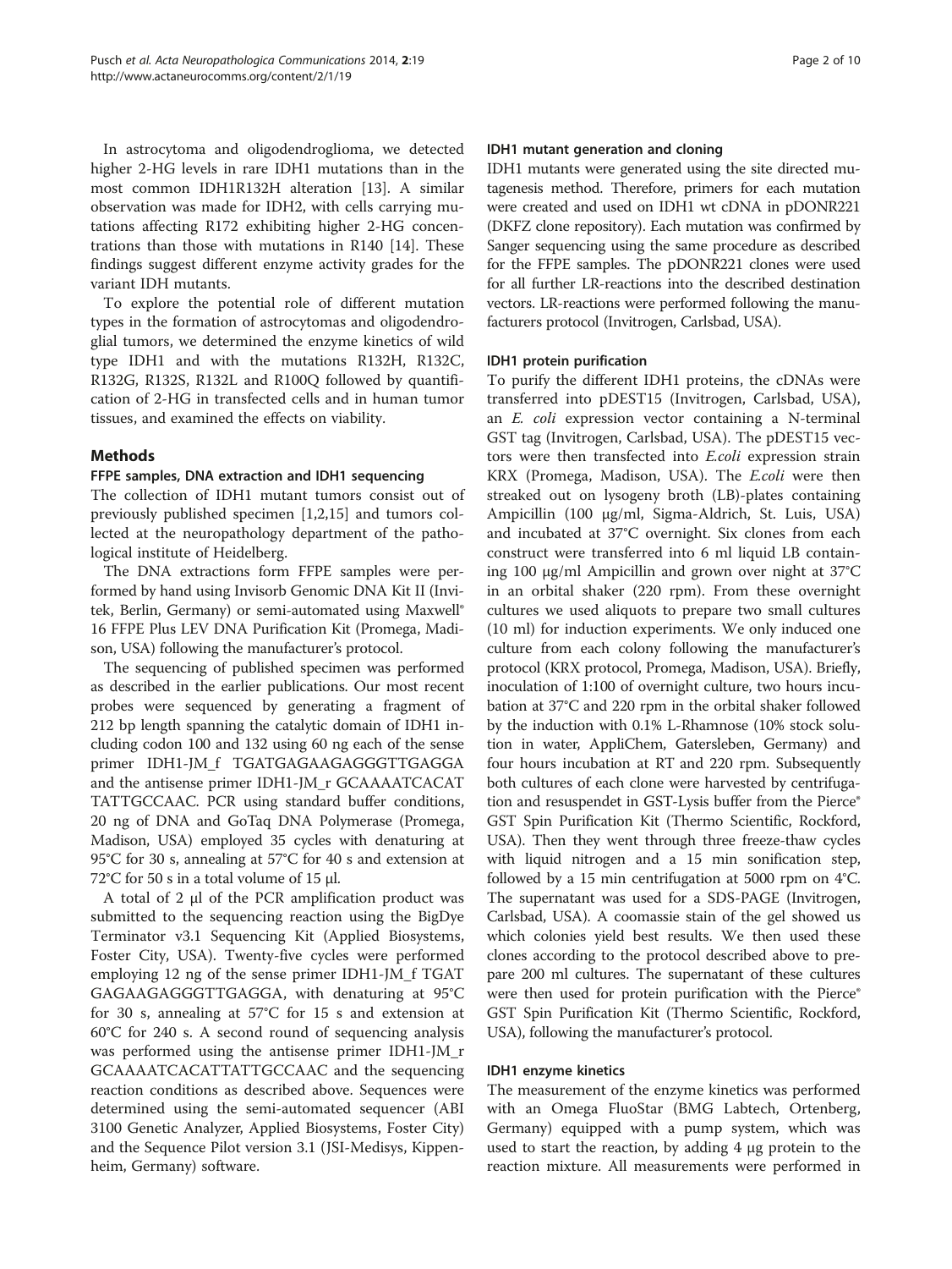In astrocytoma and oligodendroglioma, we detected higher 2-HG levels in rare IDH1 mutations than in the most common IDH1R132H alteration [13]. A similar observation was made for IDH2, with cells carrying mutations affecting R172 exhibiting higher 2-HG concentrations than those with mutations in R140 [14]. These findings suggest different enzyme activity grades for the variant IDH mutants.

To explore the potential role of different mutation types in the formation of astrocytomas and oligodendroglial tumors, we determined the enzyme kinetics of wild type IDH1 and with the mutations R132H, R132C, R132G, R132S, R132L and R100Q followed by quantification of 2-HG in transfected cells and in human tumor tissues, and examined the effects on viability.

## Methods

### FFPE samples, DNA extraction and IDH1 sequencing

The collection of IDH1 mutant tumors consist out of previously published specimen [1,2,15] and tumors collected at the neuropathology department of the pathological institute of Heidelberg.

The DNA extractions form FFPE samples were performed by hand using Invisorb Genomic DNA Kit II (Invitek, Berlin, Germany) or semi-automated using Maxwell® 16 FFPE Plus LEV DNA Purification Kit (Promega, Madison, USA) following the manufacturer's protocol.

The sequencing of published specimen was performed as described in the earlier publications. Our most recent probes were sequenced by generating a fragment of 212 bp length spanning the catalytic domain of IDH1 including codon 100 and 132 using 60 ng each of the sense primer IDH1-JM_f TGATGAGAAGAGGGTTGAGGA and the antisense primer IDH1-JM_r GCAAAATCACATTATTGCCAAC. PCR using standard buffer conditions, 20 ng of DNA and GoTaq DNA Polymerase (Promega, Madison, USA) employed 35 cycles with denaturing at 95°C for 30 s, annealing at 57°C for 40 s and extension at 72°C for 50 s in a total volume of 15 µl.

A total of 2 µl of the PCR amplification product was submitted to the sequencing reaction using the BigDye Terminator v3.1 Sequencing Kit (Applied Biosystems, Foster City, USA). Twenty-five cycles were performed employing 12 ng of the sense primer IDH1-JM_f TGATGAGAAGAGGGTTGAGGA, with denaturing at 95°C for 30 s, annealing at 57°C for 15 s and extension at 60°C for 240 s. A second round of sequencing analysis was performed using the antisense primer IDH1-JM_r GCAAAATCACATTATTGCCAAC and the sequencing reaction conditions as described above. Sequences were determined using the semi-automated sequencer (ABI 3100 Genetic Analyzer, Applied Biosystems, Foster City) and the Sequence Pilot version 3.1 (JSI-Medisys, Kippenheim, Germany) software.

### IDH1 mutant generation and cloning

IDH1 mutants were generated using the site directed mutagenesis method. Therefore, primers for each mutation were created and used on IDH1 wt cDNA in pDONR221 (DKFZ clone repository). Each mutation was confirmed by Sanger sequencing using the same procedure as described for the FFPE samples. The pDONR221 clones were used for all further LR-reactions into the described destination vectors. LR-reactions were performed following the manufacturers protocol (Invitrogen, Carlsbad, USA).

### IDH1 protein purification

To purify the different IDH1 proteins, the cDNAs were transferred into pDEST15 (Invitrogen, Carlsbad, USA), an *E. coli* expression vector containing a N-terminal GST tag (Invitrogen, Carlsbad, USA). The pDEST15 vectors were then transfected into *E.coli* expression strain KRX (Promega, Madison, USA). The *E.coli* were then streaked out on lysogeny broth (LB)-plates containing Ampicillin (100 µg/ml, Sigma-Aldrich, St. Luis, USA) and incubated at 37°C overnight. Six clones from each construct were transferred into 6 ml liquid LB containing 100 µg/ml Ampicillin and grown over night at 37°C in an orbital shaker (220 rpm). From these overnight cultures we used aliquots to prepare two small cultures (10 ml) for induction experiments. We only induced one culture from each colony following the manufacturer's protocol (KRX protocol, Promega, Madison, USA). Briefly, inoculation of 1:100 of overnight culture, two hours incubation at 37°C and 220 rpm in the orbital shaker followed by the induction with 0.1% L-Rhamnose (10% stock solution in water, AppliChem, Gatersleben, Germany) and four hours incubation at RT and 220 rpm. Subsequently both cultures of each clone were harvested by centrifugation and resuspendet in GST-Lysis buffer from the Pierce® GST Spin Purification Kit (Thermo Scientific, Rockford, USA). Then they went through three freeze-thaw cycles with liquid nitrogen and a 15 min sonification step, followed by a 15 min centrifugation at 5000 rpm on 4°C. The supernatant was used for a SDS-PAGE (Invitrogen, Carlsbad, USA). A coomassie stain of the gel showed us which colonies yield best results. We then used these clones according to the protocol described above to prepare 200 ml cultures. The supernatant of these cultures were then used for protein purification with the Pierce® GST Spin Purification Kit (Thermo Scientific, Rockford, USA), following the manufacturer's protocol.

### IDH1 enzyme kinetics

The measurement of the enzyme kinetics was performed with an Omega FluoStar (BMG Labtech, Ortenberg, Germany) equipped with a pump system, which was used to start the reaction, by adding 4 µg protein to the reaction mixture. All measurements were performed in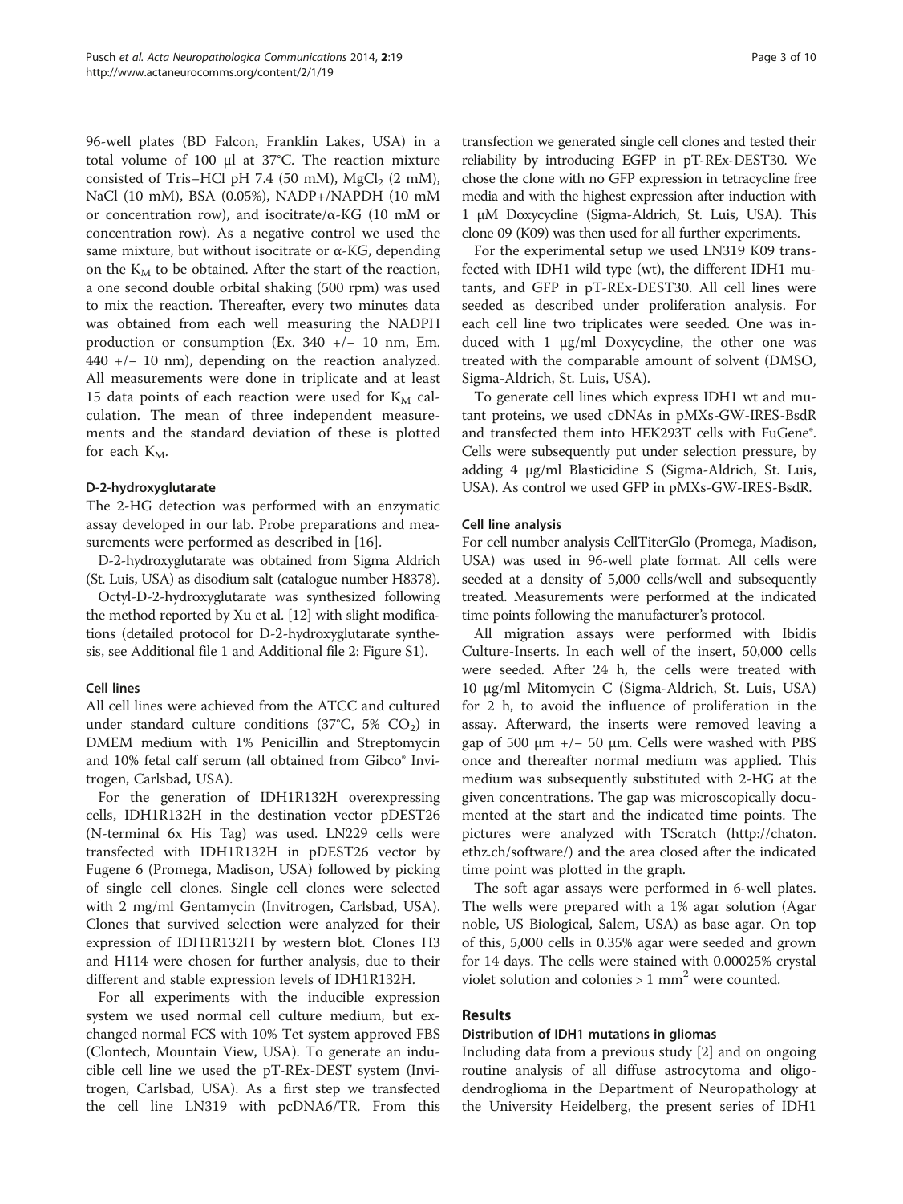96-well plates (BD Falcon, Franklin Lakes, USA) in a total volume of 100 μl at 37°C. The reaction mixture consisted of Tris–HCl pH 7.4 (50 mM), $MgCl_2$ (2 mM), NaCl (10 mM), BSA (0.05%), NADP+/NAPDH (10 mM or concentration row), and isocitrate/α-KG (10 mM or concentration row). As a negative control we used the same mixture, but without isocitrate or α-KG, depending on the $K_M$ to be obtained. After the start of the reaction, a one second double orbital shaking (500 rpm) was used to mix the reaction. Thereafter, every two minutes data was obtained from each well measuring the NADPH production or consumption (Ex. 340 +/− 10 nm, Em. 440 +/− 10 nm), depending on the reaction analyzed. All measurements were done in triplicate and at least 15 data points of each reaction were used for $K_M$ calculation. The mean of three independent measurements and the standard deviation of these is plotted for each $K_M$.

#### D-2-hydroxyglutarate

The 2-HG detection was performed with an enzymatic assay developed in our lab. Probe preparations and measurements were performed as described in [16].

D-2-hydroxyglutarate was obtained from Sigma Aldrich (St. Luis, USA) as disodium salt (catalogue number H8378).

Octyl-D-2-hydroxyglutarate was synthesized following the method reported by Xu et al. [12] with slight modifications (detailed protocol for D-2-hydroxyglutarate synthesis, see Additional file 1 and Additional file 2: Figure S1).

#### Cell lines

All cell lines were achieved from the ATCC and cultured under standard culture conditions (37°C, 5% $CO_2$) in DMEM medium with 1% Penicillin and Streptomycin and 10% fetal calf serum (all obtained from Gibco® Invitrogen, Carlsbad, USA).

For the generation of IDH1R132H overexpressing cells, IDH1R132H in the destination vector pDEST26 (N-terminal 6x His Tag) was used. LN229 cells were transfected with IDH1R132H in pDEST26 vector by Fugene 6 (Promega, Madison, USA) followed by picking of single cell clones. Single cell clones were selected with 2 mg/ml Gentamycin (Invitrogen, Carlsbad, USA). Clones that survived selection were analyzed for their expression of IDH1R132H by western blot. Clones H3 and H114 were chosen for further analysis, due to their different and stable expression levels of IDH1R132H.

For all experiments with the inducible expression system we used normal cell culture medium, but exchanged normal FCS with 10% Tet system approved FBS (Clontech, Mountain View, USA). To generate an inducible cell line we used the pT-REx-DEST system (Invitrogen, Carlsbad, USA). As a first step we transfected the cell line LN319 with pcDNA6/TR. From this transfection we generated single cell clones and tested their reliability by introducing EGFP in pT-REx-DEST30. We chose the clone with no GFP expression in tetracycline free media and with the highest expression after induction with 1 μM Doxycycline (Sigma-Aldrich, St. Luis, USA). This clone 09 (K09) was then used for all further experiments.

For the experimental setup we used LN319 K09 transfected with IDH1 wild type (wt), the different IDH1 mutants, and GFP in pT-REx-DEST30. All cell lines were seeded as described under proliferation analysis. For each cell line two triplicates were seeded. One was induced with 1 μg/ml Doxycycline, the other one was treated with the comparable amount of solvent (DMSO, Sigma-Aldrich, St. Luis, USA).

To generate cell lines which express IDH1 wt and mutant proteins, we used cDNAs in pMXs-GW-IRES-BsdR and transfected them into HEK293T cells with FuGene®. Cells were subsequently put under selection pressure, by adding 4 μg/ml Blasticidine S (Sigma-Aldrich, St. Luis, USA). As control we used GFP in pMXs-GW-IRES-BsdR.

#### Cell line analysis

For cell number analysis CellTiterGlo (Promega, Madison, USA) was used in 96-well plate format. All cells were seeded at a density of 5,000 cells/well and subsequently treated. Measurements were performed at the indicated time points following the manufacturer's protocol.

All migration assays were performed with Ibidis Culture-Inserts. In each well of the insert, 50,000 cells were seeded. After 24 h, the cells were treated with 10 μg/ml Mitomycin C (Sigma-Aldrich, St. Luis, USA) for 2 h, to avoid the influence of proliferation in the assay. Afterward, the inserts were removed leaving a gap of 500 μm +/− 50 μm. Cells were washed with PBS once and thereafter normal medium was applied. This medium was subsequently substituted with 2-HG at the given concentrations. The gap was microscopically documented at the start and the indicated time points. The pictures were analyzed with TScratch (http://chaton.ethz.ch/software/) and the area closed after the indicated time point was plotted in the graph.

The soft agar assays were performed in 6-well plates. The wells were prepared with a 1% agar solution (Agar noble, US Biological, Salem, USA) as base agar. On top of this, 5,000 cells in 0.35% agar were seeded and grown for 14 days. The cells were stained with 0.00025% crystal violet solution and colonies > 1 $mm^2$ were counted.

## Results

### Distribution of IDH1 mutations in gliomas

Including data from a previous study [2] and on ongoing routine analysis of all diffuse astrocytoma and oligodendroglioma in the Department of Neuropathology at the University Heidelberg, the present series of IDH1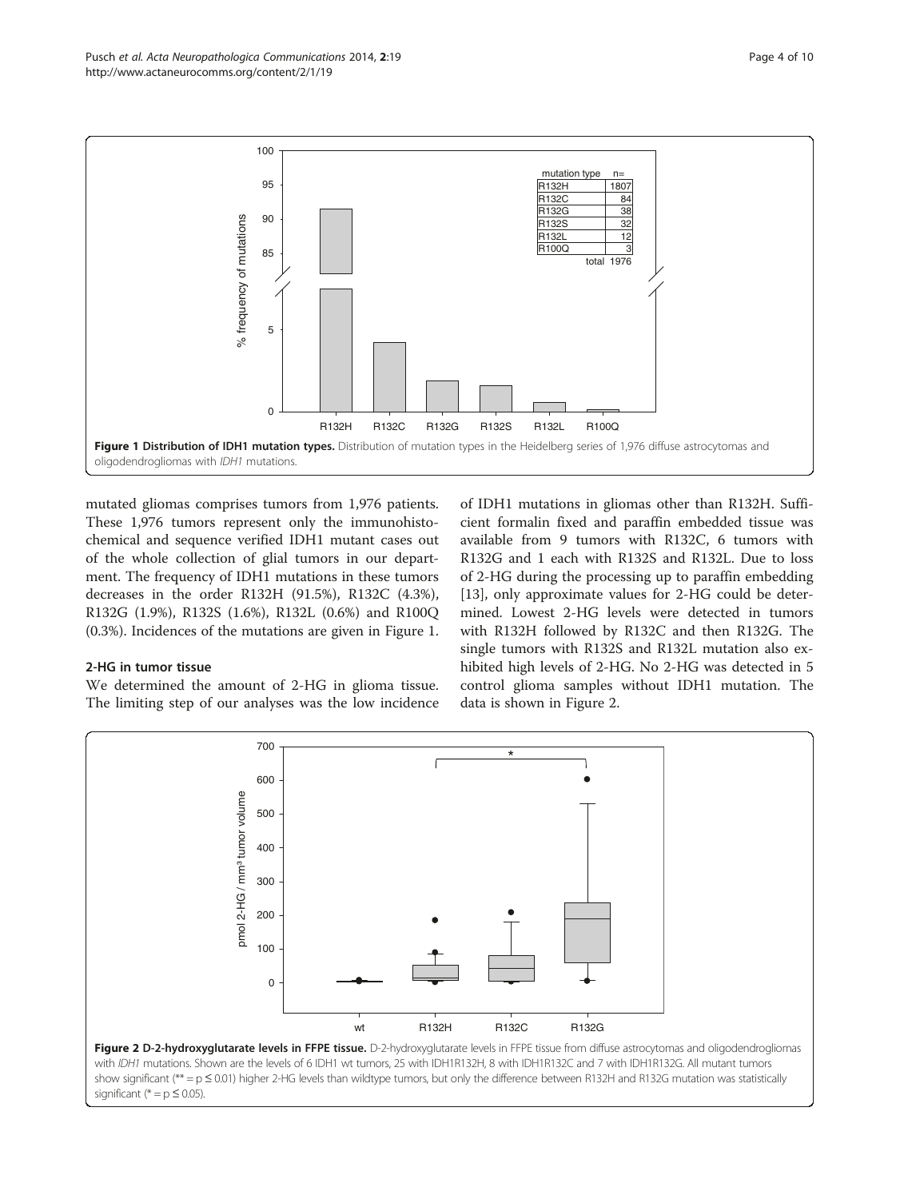Figure 1 **Distribution of IDH1 mutation types.** Distribution of mutation types in the Heidelberg series of 1,976 diffuse astrocytomas and oligodendrogliomas with *IDH1* mutations.

mutated gliomas comprises tumors from 1,976 patients. These 1,976 tumors represent only the immunohistochemical and sequence verified IDH1 mutant cases out of the whole collection of glial tumors in our department. The frequency of IDH1 mutations in these tumors decreases in the order R132H (91.5%), R132C (4.3%), R132G (1.9%), R132S (1.6%), R132L (0.6%) and R100Q (0.3%). Incidences of the mutations are given in Figure 1.

## 2-HG in tumor tissue

We determined the amount of 2-HG in glioma tissue. The limiting step of our analyses was the low incidence of IDH1 mutations in gliomas other than R132H. Sufficient formalin fixed and paraffin embedded tissue was available from 9 tumors with R132C, 6 tumors with R132G and 1 each with R132S and R132L. Due to loss of 2-HG during the processing up to paraffin embedding [13], only approximate values for 2-HG could be determined. Lowest 2-HG levels were detected in tumors with R132H followed by R132C and then R132G. The single tumors with R132S and R132L mutation also exhibited high levels of 2-HG. No 2-HG was detected in 5 control glioma samples without IDH1 mutation. The data is shown in Figure 2.

Figure 2 **D-2-hydroxyglutarate levels in FFPE tissue.** D-2-hydroxyglutarate levels in FFPE tissue from diffuse astrocytomas and oligodendrogliomas with *IDH1* mutations. Shown are the levels of 6 IDH1 wt tumors, 25 with IDH1R132H, 8 with IDH1R132C and 7 with IDH1R132G. All mutant tumors show significant (** = p ≤ 0.01) higher 2-HG levels than wildtype tumors, but only the difference between R132H and R132G mutation was statistically significant (* = p ≤ 0.05).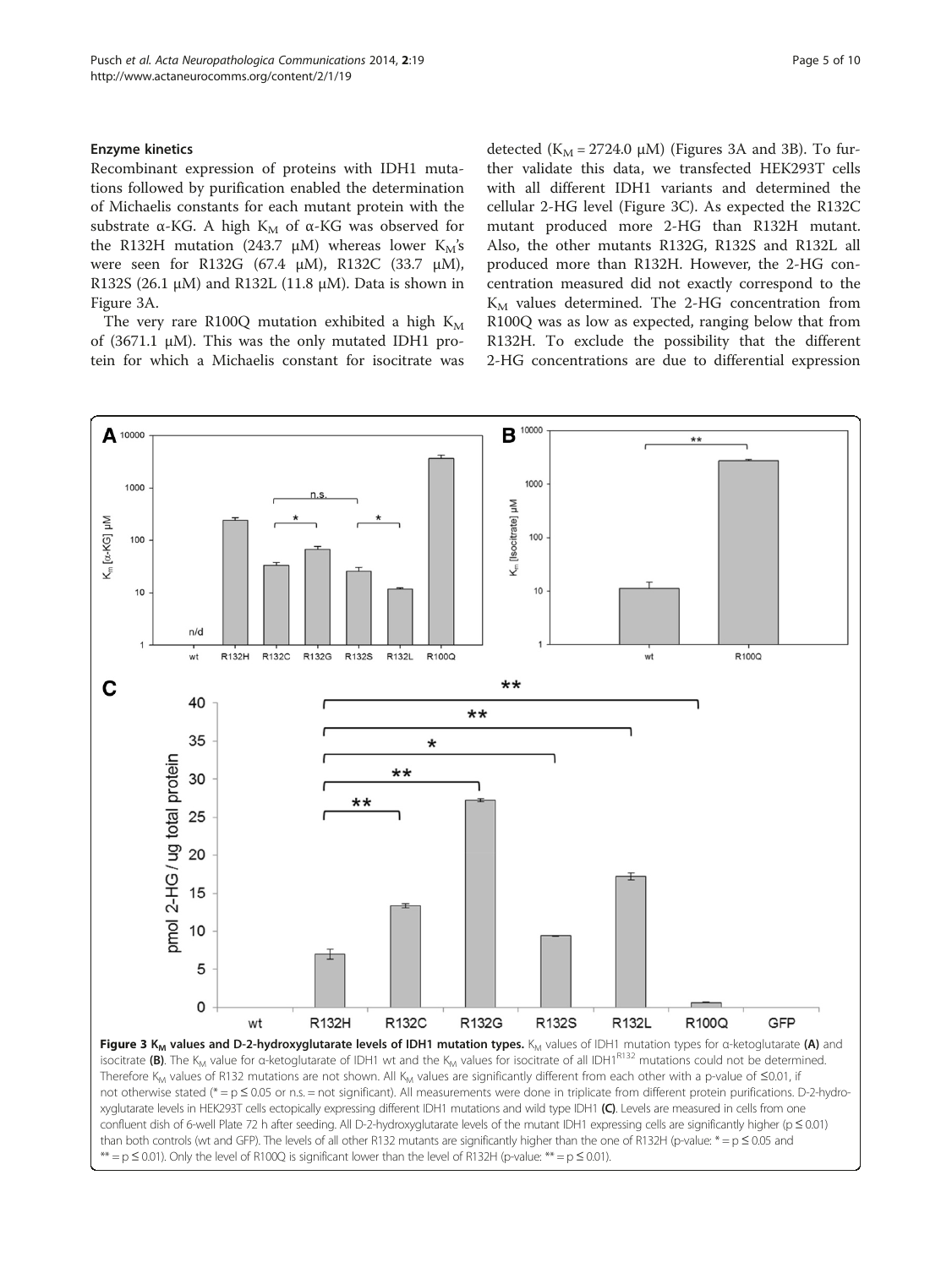### Enzyme kinetics

Recombinant expression of proteins with IDH1 mutations followed by purification enabled the determination of Michaelis constants for each mutant protein with the substrate α-KG. A high $K_M$ of α-KG was observed for the R132H mutation (243.7 μM) whereas lower $K_M$'s were seen for R132G (67.4 μM), R132C (33.7 μM), R132S (26.1 μM) and R132L (11.8 μM). Data is shown in Figure 3A.

The very rare R100Q mutation exhibited a high $K_M$ of (3671.1 μM). This was the only mutated IDH1 protein for which a Michaelis constant for isocitrate was detected ($K_M$ = 2724.0 μM) (Figures 3A and 3B). To further validate this data, we transfected HEK293T cells with all different IDH1 variants and determined the cellular 2-HG level (Figure 3C). As expected the R132C mutant produced more 2-HG than R132H mutant. Also, the other mutants R132G, R132S and R132L all produced more than R132H. However, the 2-HG concentration measured did not exactly correspond to the $K_M$ values determined. The 2-HG concentration from R100Q was as low as expected, ranging below that from R132H. To exclude the possibility that the different 2-HG concentrations are due to differential expression

**Figure 3 $K_M$ values and D-2-hydroxyglutarate levels of IDH1 mutation types.** $K_M$ values of IDH1 mutation types for α-ketoglutarate **(A)** and isocitrate **(B)**. The $K_M$ value for α-ketoglutarate of IDH1 wt and the $K_M$ values for isocitrate of all IDH1[R132] mutations could not be determined. Therefore $K_M$ values of R132 mutations are not shown. All $K_M$ values are significantly different from each other with a p-value of ≤0.01, if not otherwise stated (* = p ≤ 0.05 or n.s. = not significant). All measurements were done in triplicate from different protein purifications. D-2-hydroxyglutarate levels in HEK293T cells ectopically expressing different IDH1 mutations and wild type IDH1 **(C)**. Levels are measured in cells from one confluent dish of 6-well Plate 72 h after seeding. All D-2-hydroxyglutarate levels of the mutant IDH1 expressing cells are significantly higher (p ≤ 0.01) than both controls (wt and GFP). The levels of all other R132 mutants are significantly higher than the one of R132H (p-value: * = p ≤ 0.05 and ** = p ≤ 0.01). Only the level of R100Q is significant lower than the level of R132H (p-value: ** = p ≤ 0.01).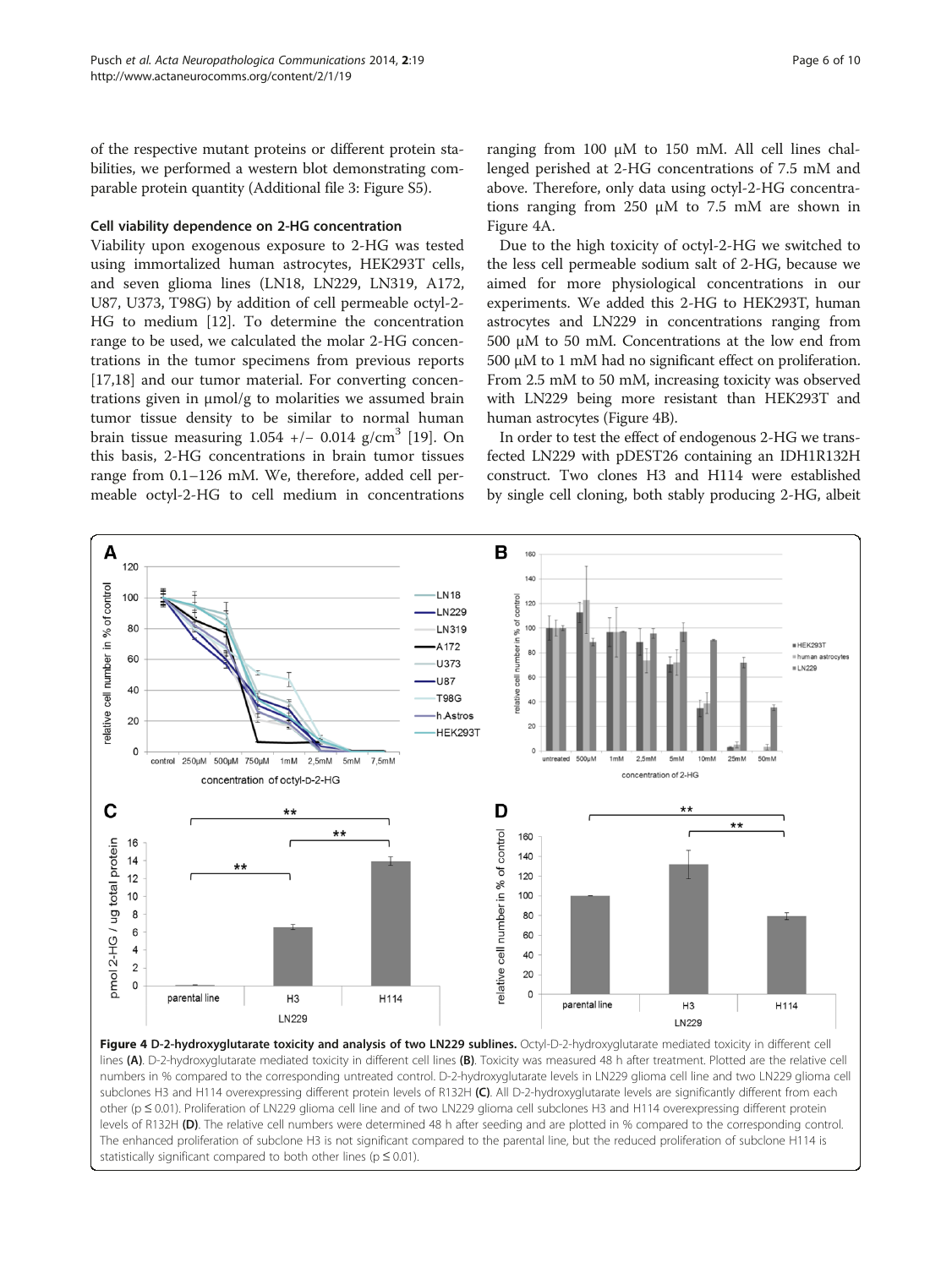of the respective mutant proteins or different protein stabilities, we performed a western blot demonstrating comparable protein quantity (Additional file 3: Figure S5).

#### Cell viability dependence on 2-HG concentration

Viability upon exogenous exposure to 2-HG was tested using immortalized human astrocytes, HEK293T cells, and seven glioma lines (LN18, LN229, LN319, A172, U87, U373, T98G) by addition of cell permeable octyl-2-HG to medium [12]. To determine the concentration range to be used, we calculated the molar 2-HG concentrations in the tumor specimens from previous reports [17,18] and our tumor material. For converting concentrations given in μmol/g to molarities we assumed brain tumor tissue density to be similar to normal human brain tissue measuring 1.054 +/− 0.014 g/cm$^3$ [19]. On this basis, 2-HG concentrations in brain tumor tissues range from 0.1–126 mM. We, therefore, added cell permeable octyl-2-HG to cell medium in concentrations ranging from 100 μM to 150 mM. All cell lines challenged perished at 2-HG concentrations of 7.5 mM and above. Therefore, only data using octyl-2-HG concentrations ranging from 250 μM to 7.5 mM are shown in Figure 4A.

Due to the high toxicity of octyl-2-HG we switched to the less cell permeable sodium salt of 2-HG, because we aimed for more physiological concentrations in our experiments. We added this 2-HG to HEK293T, human astrocytes and LN229 in concentrations ranging from 500 μM to 50 mM. Concentrations at the low end from 500 μM to 1 mM had no significant effect on proliferation. From 2.5 mM to 50 mM, increasing toxicity was observed with LN229 being more resistant than HEK293T and human astrocytes (Figure 4B).

In order to test the effect of endogenous 2-HG we transfected LN229 with pDEST26 containing an IDH1R132H construct. Two clones H3 and H114 were established by single cell cloning, both stably producing 2-HG, albeit

**Figure 4 D-2-hydroxyglutarate toxicity and analysis of two LN229 sublines.** Octyl-D-2-hydroxyglutarate mediated toxicity in different cell lines **(A)**. D-2-hydroxyglutarate mediated toxicity in different cell lines **(B)**. Toxicity was measured 48 h after treatment. Plotted are the relative cell numbers in % compared to the corresponding untreated control. D-2-hydroxyglutarate levels in LN229 glioma cell line and two LN229 glioma cell subclones H3 and H114 overexpressing different protein levels of R132H **(C)**. All D-2-hydroxyglutarate levels are significantly different from each other ($p \leq 0.01$). Proliferation of LN229 glioma cell line and of two LN229 glioma cell subclones H3 and H114 overexpressing different protein levels of R132H **(D)**. The relative cell numbers were determined 48 h after seeding and are plotted in % compared to the corresponding control. The enhanced proliferation of subclone H3 is not significant compared to the parental line, but the reduced proliferation of subclone H114 is statistically significant compared to both other lines ($p \leq 0.01$).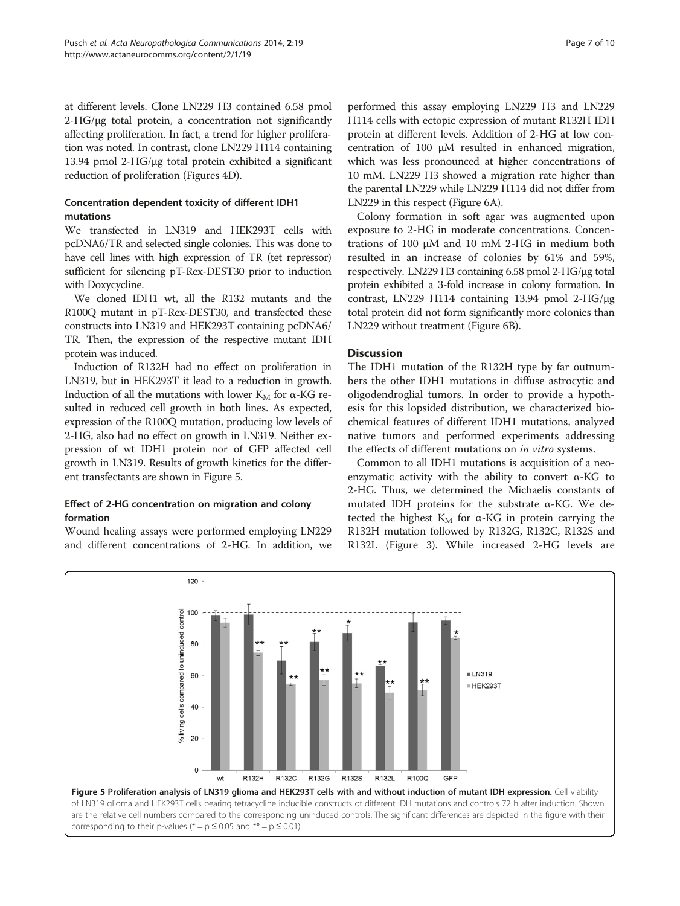at different levels. Clone LN229 H3 contained 6.58 pmol 2-HG/μg total protein, a concentration not significantly affecting proliferation. In fact, a trend for higher proliferation was noted. In contrast, clone LN229 H114 containing 13.94 pmol 2-HG/μg total protein exhibited a significant reduction of proliferation (Figures 4D).

### Concentration dependent toxicity of different IDH1 mutations

We transfected in LN319 and HEK293T cells with pcDNA6/TR and selected single colonies. This was done to have cell lines with high expression of TR (tet repressor) sufficient for silencing pT-Rex-DEST30 prior to induction with Doxycycline.

We cloned IDH1 wt, all the R132 mutants and the R100Q mutant in pT-Rex-DEST30, and transfected these constructs into LN319 and HEK293T containing pcDNA6/TR. Then, the expression of the respective mutant IDH protein was induced.

Induction of R132H had no effect on proliferation in LN319, but in HEK293T it lead to a reduction in growth. Induction of all the mutations with lower $K_M$ for α-KG resulted in reduced cell growth in both lines. As expected, expression of the R100Q mutation, producing low levels of 2-HG, also had no effect on growth in LN319. Neither expression of wt IDH1 protein nor of GFP affected cell growth in LN319. Results of growth kinetics for the different transfectants are shown in Figure 5.

### Effect of 2-HG concentration on migration and colony formation

Wound healing assays were performed employing LN229 and different concentrations of 2-HG. In addition, we performed this assay employing LN229 H3 and LN229 H114 cells with ectopic expression of mutant R132H IDH protein at different levels. Addition of 2-HG at low concentration of 100 μM resulted in enhanced migration, which was less pronounced at higher concentrations of 10 mM. LN229 H3 showed a migration rate higher than the parental LN229 while LN229 H114 did not differ from LN229 in this respect (Figure 6A).

Colony formation in soft agar was augmented upon exposure to 2-HG in moderate concentrations. Concentrations of 100 μM and 10 mM 2-HG in medium both resulted in an increase of colonies by 61% and 59%, respectively. LN229 H3 containing 6.58 pmol 2-HG/μg total protein exhibited a 3-fold increase in colony formation. In contrast, LN229 H114 containing 13.94 pmol 2-HG/μg total protein did not form significantly more colonies than LN229 without treatment (Figure 6B).

## Discussion

The IDH1 mutation of the R132H type by far outnumbers the other IDH1 mutations in diffuse astrocytic and oligodendroglial tumors. In order to provide a hypothesis for this lopsided distribution, we characterized biochemical features of different IDH1 mutations, analyzed native tumors and performed experiments addressing the effects of different mutations on *in vitro* systems.

Common to all IDH1 mutations is acquisition of a neoenzymatic activity with the ability to convert α-KG to 2-HG. Thus, we determined the Michaelis constants of mutated IDH proteins for the substrate α-KG. We detected the highest $K_M$ for α-KG in protein carrying the R132H mutation followed by R132G, R132C, R132S and R132L (Figure 3). While increased 2-HG levels are

**Figure 5 Proliferation analysis of LN319 glioma and HEK293T cells with and without induction of mutant IDH expression.** Cell viability of LN319 glioma and HEK293T cells bearing tetracycline inducible constructs of different IDH mutations and controls 72 h after induction. Shown are the relative cell numbers compared to the corresponding uninduced controls. The significant differences are depicted in the figure with their corresponding to their p-values (* = p ≤ 0.05 and ** = p ≤ 0.01).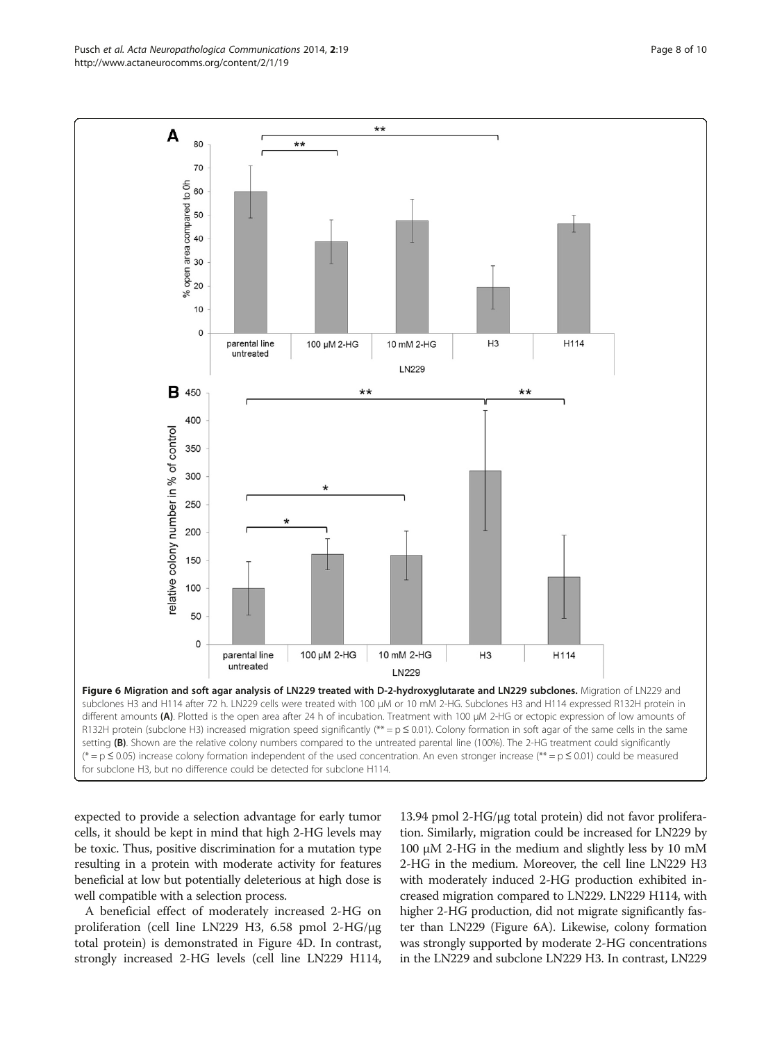**Figure 6 Migration and soft agar analysis of LN229 treated with D-2-hydroxyglutarate and LN229 subclones.** Migration of LN229 and subclones H3 and H114 after 72 h. LN229 cells were treated with 100 μM or 10 mM 2-HG. Subclones H3 and H114 expressed R132H protein in different amounts **(A)**. Plotted is the open area after 24 h of incubation. Treatment with 100 μM 2-HG or ectopic expression of low amounts of R132H protein (subclone H3) increased migration speed significantly (** = $p \leq 0.01$). Colony formation in soft agar of the same cells in the same setting **(B)**. Shown are the relative colony numbers compared to the untreated parental line (100%). The 2-HG treatment could significantly (* = $p \leq 0.05$) increase colony formation independent of the used concentration. An even stronger increase (** = $p \leq 0.01$) could be measured for subclone H3, but no difference could be detected for subclone H114.

expected to provide a selection advantage for early tumor cells, it should be kept in mind that high 2-HG levels may be toxic. Thus, positive discrimination for a mutation type resulting in a protein with moderate activity for features beneficial at low but potentially deleterious at high dose is well compatible with a selection process.

A beneficial effect of moderately increased 2-HG on proliferation (cell line LN229 H3, 6.58 pmol 2-HG/μg total protein) is demonstrated in Figure 4D. In contrast, strongly increased 2-HG levels (cell line LN229 H114, 13.94 pmol 2-HG/μg total protein) did not favor proliferation. Similarly, migration could be increased for LN229 by 100 μM 2-HG in the medium and slightly less by 10 mM 2-HG in the medium. Moreover, the cell line LN229 H3 with moderately induced 2-HG production exhibited increased migration compared to LN229. LN229 H114, with higher 2-HG production, did not migrate significantly faster than LN229 (Figure 6A). Likewise, colony formation was strongly supported by moderate 2-HG concentrations in the LN229 and subclone LN229 H3. In contrast, LN229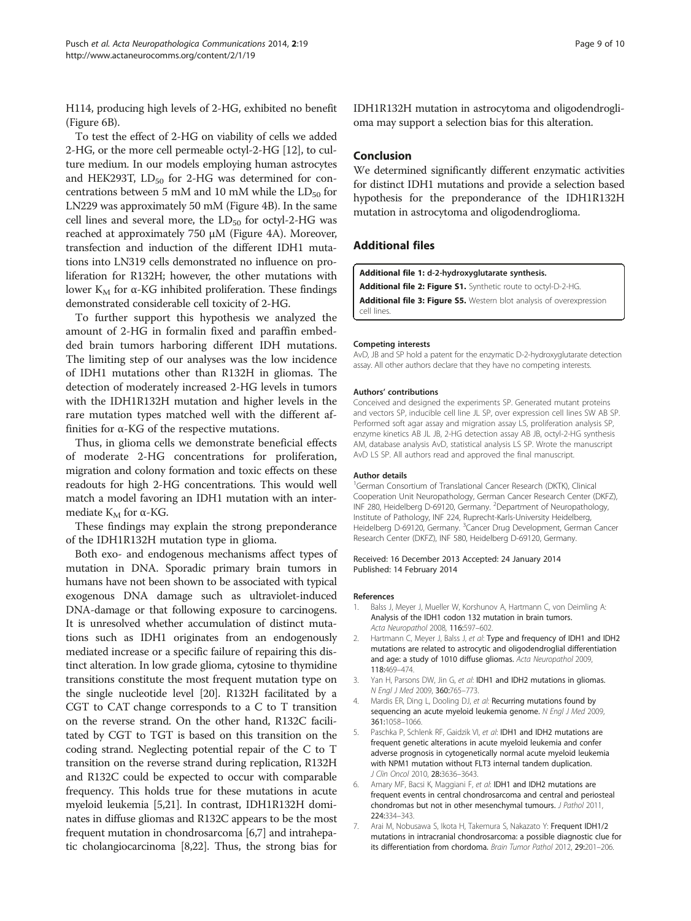H114, producing high levels of 2-HG, exhibited no benefit (Figure 6B).

To test the effect of 2-HG on viability of cells we added 2-HG, or the more cell permeable octyl-2-HG [12], to culture medium. In our models employing human astrocytes and HEK293T, $LD_{50}$ for 2-HG was determined for concentrations between 5 mM and 10 mM while the $LD_{50}$ for LN229 was approximately 50 mM (Figure 4B). In the same cell lines and several more, the $LD_{50}$ for octyl-2-HG was reached at approximately 750 μM (Figure 4A). Moreover, transfection and induction of the different IDH1 mutations into LN319 cells demonstrated no influence on proliferation for R132H; however, the other mutations with lower $K_M$ for α-KG inhibited proliferation. These findings demonstrated considerable cell toxicity of 2-HG.

To further support this hypothesis we analyzed the amount of 2-HG in formalin fixed and paraffin embedded brain tumors harboring different IDH mutations. The limiting step of our analyses was the low incidence of IDH1 mutations other than R132H in gliomas. The detection of moderately increased 2-HG levels in tumors with the IDH1R132H mutation and higher levels in the rare mutation types matched well with the different affinities for α-KG of the respective mutations.

Thus, in glioma cells we demonstrate beneficial effects of moderate 2-HG concentrations for proliferation, migration and colony formation and toxic effects on these readouts for high 2-HG concentrations. This would well match a model favoring an IDH1 mutation with an intermediate $K_M$ for α-KG.

These findings may explain the strong preponderance of the IDH1R132H mutation type in glioma.

Both exo- and endogenous mechanisms affect types of mutation in DNA. Sporadic primary brain tumors in humans have not been shown to be associated with typical exogenous DNA damage such as ultraviolet-induced DNA-damage or that following exposure to carcinogens. It is unresolved whether accumulation of distinct mutations such as IDH1 originates from an endogenously mediated increase or a specific failure of repairing this distinct alteration. In low grade glioma, cytosine to thymidine transitions constitute the most frequent mutation type on the single nucleotide level [20]. R132H facilitated by a CGT to CAT change corresponds to a C to T transition on the reverse strand. On the other hand, R132C facilitated by CGT to TGT is based on this transition on the coding strand. Neglecting potential repair of the C to T transition on the reverse strand during replication, R132H and R132C could be expected to occur with comparable frequency. This holds true for these mutations in acute myeloid leukemia [5,21]. In contrast, IDH1R132H dominates in diffuse gliomas and R132C appears to be the most frequent mutation in chondrosarcoma [6,7] and intrahepatic cholangiocarcinoma [8,22]. Thus, the strong bias for IDH1R132H mutation in astrocytoma and oligodendroglioma may support a selection bias for this alteration.

## Conclusion

We determined significantly different enzymatic activities for distinct IDH1 mutations and provide a selection based hypothesis for the preponderance of the IDH1R132H mutation in astrocytoma and oligodendroglioma.

## Additional files

**Additional file 1: d-2-hydroxyglutarate synthesis.**

**Additional file 2: Figure S1.** Synthetic route to octyl-D-2-HG.

**Additional file 3: Figure S5.** Western blot analysis of overexpression cell lines.

#### Competing interests

AvD, JB and SP hold a patent for the enzymatic D-2-hydroxyglutarate detection assay. All other authors declare that they have no competing interests.

#### Authors' contributions

Conceived and designed the experiments SP. Generated mutant proteins and vectors SP, inducible cell line JL SP, over expression cell lines SW AB SP. Performed soft agar assay and migration assay LS, proliferation analysis SP, enzyme kinetics AB JL JB, 2-HG detection assay AB JB, octyl-2-HG synthesis AM, database analysis AvD, statistical analysis LS SP. Wrote the manuscript AvD LS SP. All authors read and approved the final manuscript.

#### Author details

[1]German Consortium of Translational Cancer Research (DKTK), Clinical Cooperation Unit Neuropathology, German Cancer Research Center (DKFZ), INF 280, Heidelberg D-69120, Germany. [2]Department of Neuropathology, Institute of Pathology, INF 224, Ruprecht-Karls-University Heidelberg, Heidelberg D-69120, Germany. [3]Cancer Drug Development, German Cancer Research Center (DKFZ), INF 580, Heidelberg D-69120, Germany.

Received: 16 December 2013 Accepted: 24 January 2014
Published: 14 February 2014

#### References

1. Balss J, Meyer J, Mueller W, Korshunov A, Hartmann C, von Deimling A: Analysis of the IDH1 codon 132 mutation in brain tumors. *Acta Neuropathol* 2008, **116**:597–602.
2. Hartmann C, Meyer J, Balss J, *et al*: Type and frequency of IDH1 and IDH2 mutations are related to astrocytic and oligodendroglial differentiation and age: a study of 1010 diffuse gliomas. *Acta Neuropathol* 2009, **118**:469–474.
3. Yan H, Parsons DW, Jin G, *et al*: IDH1 and IDH2 mutations in gliomas. *N Engl J Med* 2009, **360**:765–773.
4. Mardis ER, Ding L, Dooling DJ, *et al*: Recurring mutations found by sequencing an acute myeloid leukemia genome. *N Engl J Med* 2009, **361**:1058–1066.
5. Paschka P, Schlenk RF, Gaidzik VI, *et al*: IDH1 and IDH2 mutations are frequent genetic alterations in acute myeloid leukemia and confer adverse prognosis in cytogenetically normal acute myeloid leukemia with NPM1 mutation without FLT3 internal tandem duplication. *J Clin Oncol* 2010, **28**:3636–3643.
6. Amary MF, Bacsi K, Maggiani F, *et al*: IDH1 and IDH2 mutations are frequent events in central chondrosarcoma and central and periosteal chondromas but not in other mesenchymal tumours. *J Pathol* 2011, **224**:334–343.
7. Arai M, Nobusawa S, Ikota H, Takemura S, Nakazato Y: Frequent IDH1/2 mutations in intracranial chondrosarcoma: a possible diagnostic clue for its differentiation from chordoma. *Brain Tumor Pathol* 2012, **29**:201–206.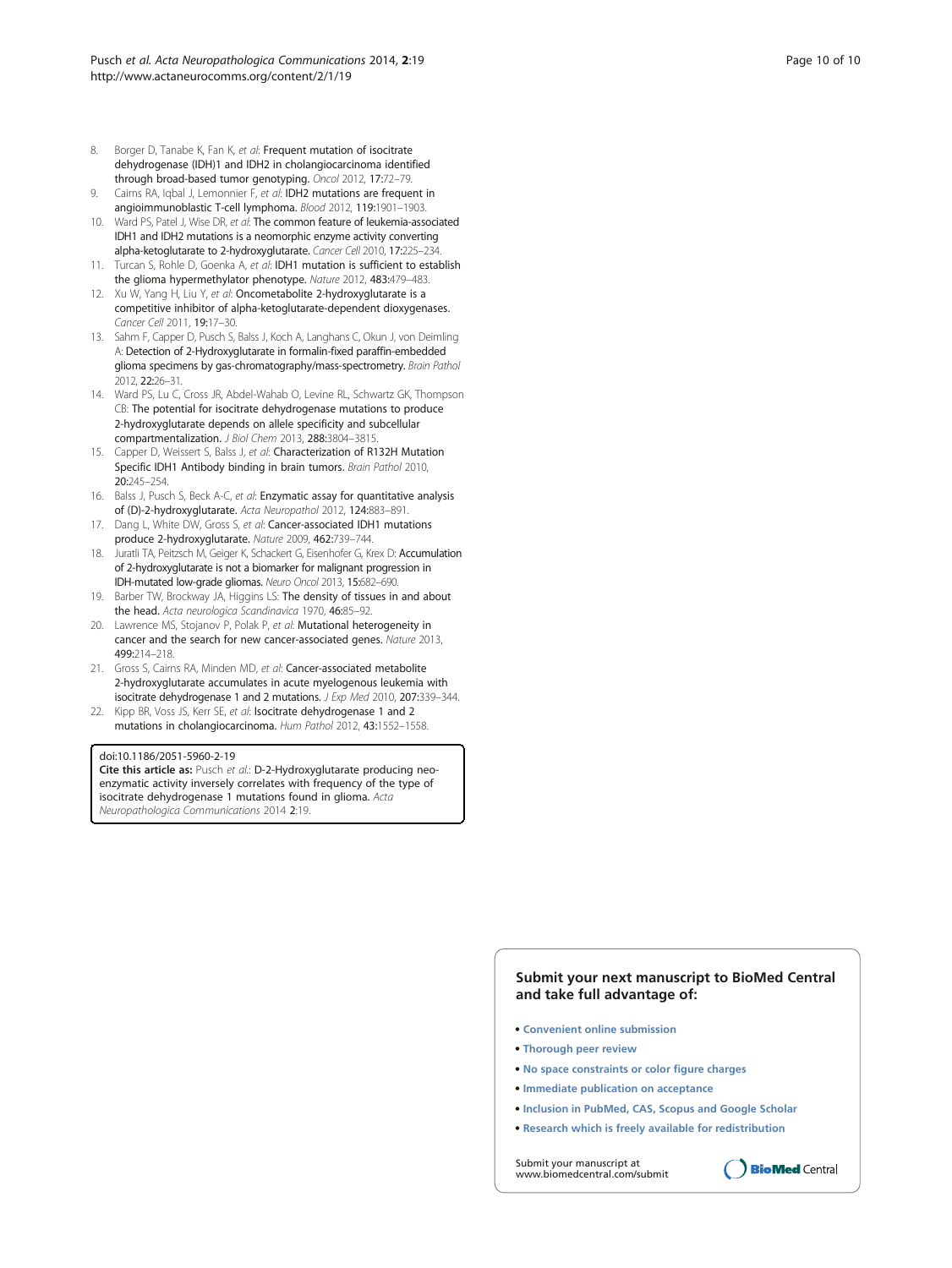8. Borger D, Tanabe K, Fan K, *et al*: **Frequent mutation of isocitrate dehydrogenase (IDH)1 and IDH2 in cholangiocarcinoma identified through broad-based tumor genotyping.** *Oncol* 2012, **17:**72–79.
9. Cairns RA, Iqbal J, Lemonnier F, *et al*: **IDH2 mutations are frequent in angioimmunoblastic T-cell lymphoma.** *Blood* 2012, **119:**1901–1903.
10. Ward PS, Patel J, Wise DR, *et al*: **The common feature of leukemia-associated IDH1 and IDH2 mutations is a neomorphic enzyme activity converting alpha-ketoglutarate to 2-hydroxyglutarate.** *Cancer Cell* 2010, **17:**225–234.
11. Turcan S, Rohle D, Goenka A, *et al*: **IDH1 mutation is sufficient to establish the glioma hypermethylator phenotype.** *Nature* 2012, **483:**479–483.
12. Xu W, Yang H, Liu Y, *et al*: **Oncometabolite 2-hydroxyglutarate is a competitive inhibitor of alpha-ketoglutarate-dependent dioxygenases.** *Cancer Cell* 2011, **19:**17–30.
13. Sahm F, Capper D, Pusch S, Balss J, Koch A, Langhans C, Okun J, von Deimling A: **Detection of 2-Hydroxyglutarate in formalin-fixed paraffin-embedded glioma specimens by gas-chromatography/mass-spectrometry.** *Brain Pathol* 2012, **22:**26–31.
14. Ward PS, Lu C, Cross JR, Abdel-Wahab O, Levine RL, Schwartz GK, Thompson CB: **The potential for isocitrate dehydrogenase mutations to produce 2-hydroxyglutarate depends on allele specificity and subcellular compartmentalization.** *J Biol Chem* 2013, **288:**3804–3815.
15. Capper D, Weissert S, Balss J, *et al*: **Characterization of R132H Mutation Specific IDH1 Antibody binding in brain tumors.** *Brain Pathol* 2010, **20:**245–254.
16. Balss J, Pusch S, Beck A-C, *et al*: **Enzymatic assay for quantitative analysis of (D)-2-hydroxyglutarate.** *Acta Neuropathol* 2012, **124:**883–891.
17. Dang L, White DW, Gross S, *et al*: **Cancer-associated IDH1 mutations produce 2-hydroxyglutarate.** *Nature* 2009, **462:**739–744.
18. Juratli TA, Peitzsch M, Geiger K, Schackert G, Eisenhofer G, Krex D: **Accumulation of 2-hydroxyglutarate is not a biomarker for malignant progression in IDH-mutated low-grade gliomas.** *Neuro Oncol* 2013, **15:**682–690.
19. Barber TW, Brockway JA, Higgins LS: **The density of tissues in and about the head.** *Acta neurologica Scandinavica* 1970, **46:**85–92.
20. Lawrence MS, Stojanov P, Polak P, *et al*: **Mutational heterogeneity in cancer and the search for new cancer-associated genes.** *Nature* 2013, **499:**214–218.
21. Gross S, Cairns RA, Minden MD, *et al*: **Cancer-associated metabolite 2-hydroxyglutarate accumulates in acute myelogenous leukemia with isocitrate dehydrogenase 1 and 2 mutations.** *J Exp Med* 2010, **207:**339–344.
22. Kipp BR, Voss JS, Kerr SE, *et al*: **Isocitrate dehydrogenase 1 and 2 mutations in cholangiocarcinoma.** *Hum Pathol* 2012, **43:**1552–1558.

doi:10.1186/2051-5960-2-19
**Cite this article as:** Pusch *et al*.: D-2-Hydroxyglutarate producing neo-enzymatic activity inversely correlates with frequency of the type of isocitrate dehydrogenase 1 mutations found in glioma. *Acta Neuropathologica Communications* 2014 **2**:19.

**Submit your next manuscript to BioMed Central and take full advantage of:**

- Convenient online submission
- Thorough peer review
- No space constraints or color figure charges
- Immediate publication on acceptance
- Inclusion in PubMed, CAS, Scopus and Google Scholar
- Research which is freely available for redistribution

Submit your manuscript at
www.biomedcentral.com/submit

BioMed Central